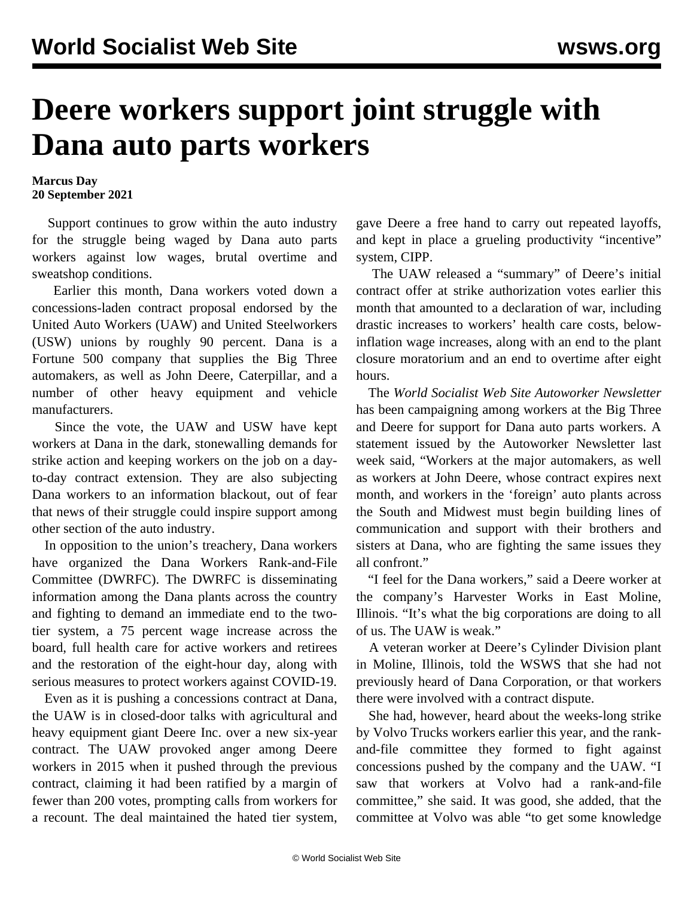# Deere workers support joint struggle with Dana auto parts workers

**Marcus Day**
**20 September 2021**

Support continues to grow within the auto industry for the struggle being waged by Dana auto parts workers against low wages, brutal overtime and sweatshop conditions.

Earlier this month, Dana workers voted down a concessions-laden contract proposal endorsed by the United Auto Workers (UAW) and United Steelworkers (USW) unions by roughly 90 percent. Dana is a Fortune 500 company that supplies the Big Three automakers, as well as John Deere, Caterpillar, and a number of other heavy equipment and vehicle manufacturers.

Since the vote, the UAW and USW have kept workers at Dana in the dark, stonewalling demands for strike action and keeping workers on the job on a day-to-day contract extension. They are also subjecting Dana workers to an information blackout, out of fear that news of their struggle could inspire support among other section of the auto industry.

In opposition to the union's treachery, Dana workers have organized the Dana Workers Rank-and-File Committee (DWRFC). The DWRFC is disseminating information among the Dana plants across the country and fighting to demand an immediate end to the two-tier system, a 75 percent wage increase across the board, full health care for active workers and retirees and the restoration of the eight-hour day, along with serious measures to protect workers against COVID-19.

Even as it is pushing a concessions contract at Dana, the UAW is in closed-door talks with agricultural and heavy equipment giant Deere Inc. over a new six-year contract. The UAW provoked anger among Deere workers in 2015 when it pushed through the previous contract, claiming it had been ratified by a margin of fewer than 200 votes, prompting calls from workers for a recount. The deal maintained the hated tier system, gave Deere a free hand to carry out repeated layoffs, and kept in place a grueling productivity "incentive" system, CIPP.

The UAW released a "summary" of Deere's initial contract offer at strike authorization votes earlier this month that amounted to a declaration of war, including drastic increases to workers' health care costs, below-inflation wage increases, along with an end to the plant closure moratorium and an end to overtime after eight hours.

The *World Socialist Web Site Autoworker Newsletter* has been campaigning among workers at the Big Three and Deere for support for Dana auto parts workers. A statement issued by the Autoworker Newsletter last week said, "Workers at the major automakers, as well as workers at John Deere, whose contract expires next month, and workers in the 'foreign' auto plants across the South and Midwest must begin building lines of communication and support with their brothers and sisters at Dana, who are fighting the same issues they all confront."

"I feel for the Dana workers," said a Deere worker at the company's Harvester Works in East Moline, Illinois. "It's what the big corporations are doing to all of us. The UAW is weak."

A veteran worker at Deere's Cylinder Division plant in Moline, Illinois, told the WSWS that she had not previously heard of Dana Corporation, or that workers there were involved with a contract dispute.

She had, however, heard about the weeks-long strike by Volvo Trucks workers earlier this year, and the rank-and-file committee they formed to fight against concessions pushed by the company and the UAW. "I saw that workers at Volvo had a rank-and-file committee," she said. It was good, she added, that the committee at Volvo was able "to get some knowledge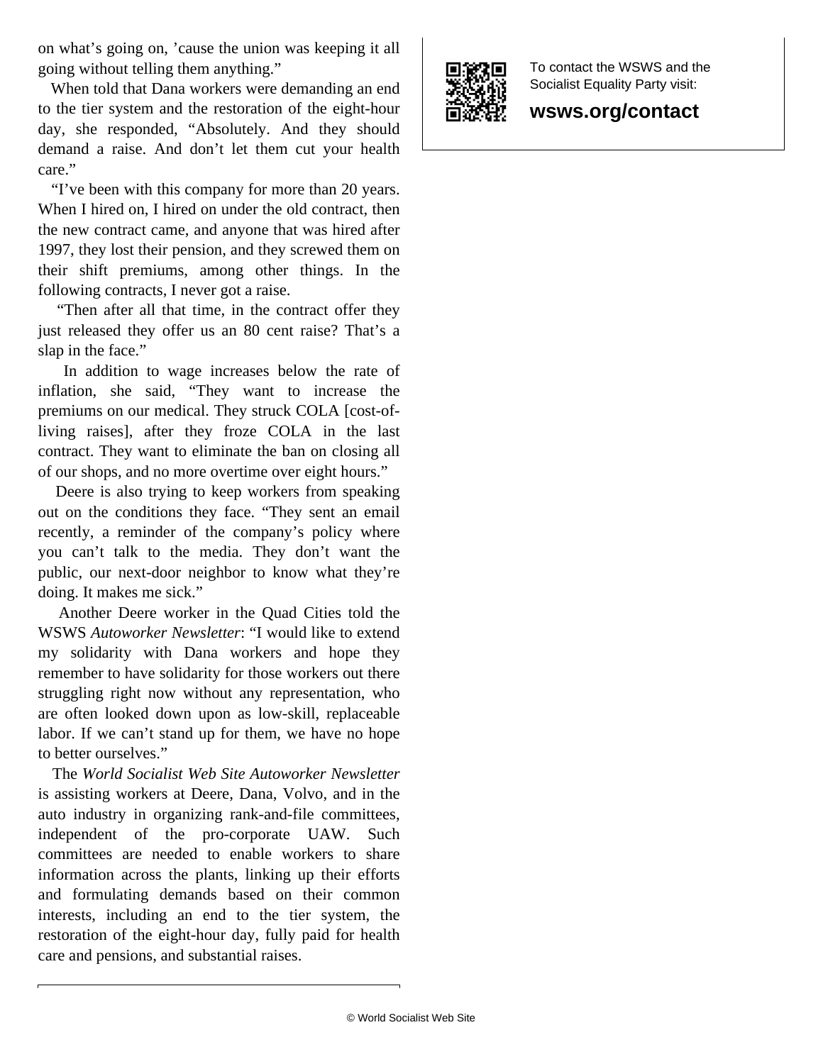on what's going on, 'cause the union was keeping it all going without telling them anything."

When told that Dana workers were demanding an end to the tier system and the restoration of the eight-hour day, she responded, "Absolutely. And they should demand a raise. And don't let them cut your health care."

"I've been with this company for more than 20 years. When I hired on, I hired on under the old contract, then the new contract came, and anyone that was hired after 1997, they lost their pension, and they screwed them on their shift premiums, among other things. In the following contracts, I never got a raise.

"Then after all that time, in the contract offer they just released they offer us an 80 cent raise? That's a slap in the face."

In addition to wage increases below the rate of inflation, she said, "They want to increase the premiums on our medical. They struck COLA [cost-of-living raises], after they froze COLA in the last contract. They want to eliminate the ban on closing all of our shops, and no more overtime over eight hours."

Deere is also trying to keep workers from speaking out on the conditions they face. "They sent an email recently, a reminder of the company's policy where you can't talk to the media. They don't want the public, our next-door neighbor to know what they're doing. It makes me sick."

Another Deere worker in the Quad Cities told the WSWS *Autoworker Newsletter*: "I would like to extend my solidarity with Dana workers and hope they remember to have solidarity for those workers out there struggling right now without any representation, who are often looked down upon as low-skill, replaceable labor. If we can't stand up for them, we have no hope to better ourselves."

The *World Socialist Web Site Autoworker Newsletter* is assisting workers at Deere, Dana, Volvo, and in the auto industry in organizing rank-and-file committees, independent of the pro-corporate UAW. Such committees are needed to enable workers to share information across the plants, linking up their efforts and formulating demands based on their common interests, including an end to the tier system, the restoration of the eight-hour day, fully paid for health care and pensions, and substantial raises.

To contact the WSWS and the Socialist Equality Party visit:

**wsws.org/contact**

© World Socialist Web Site